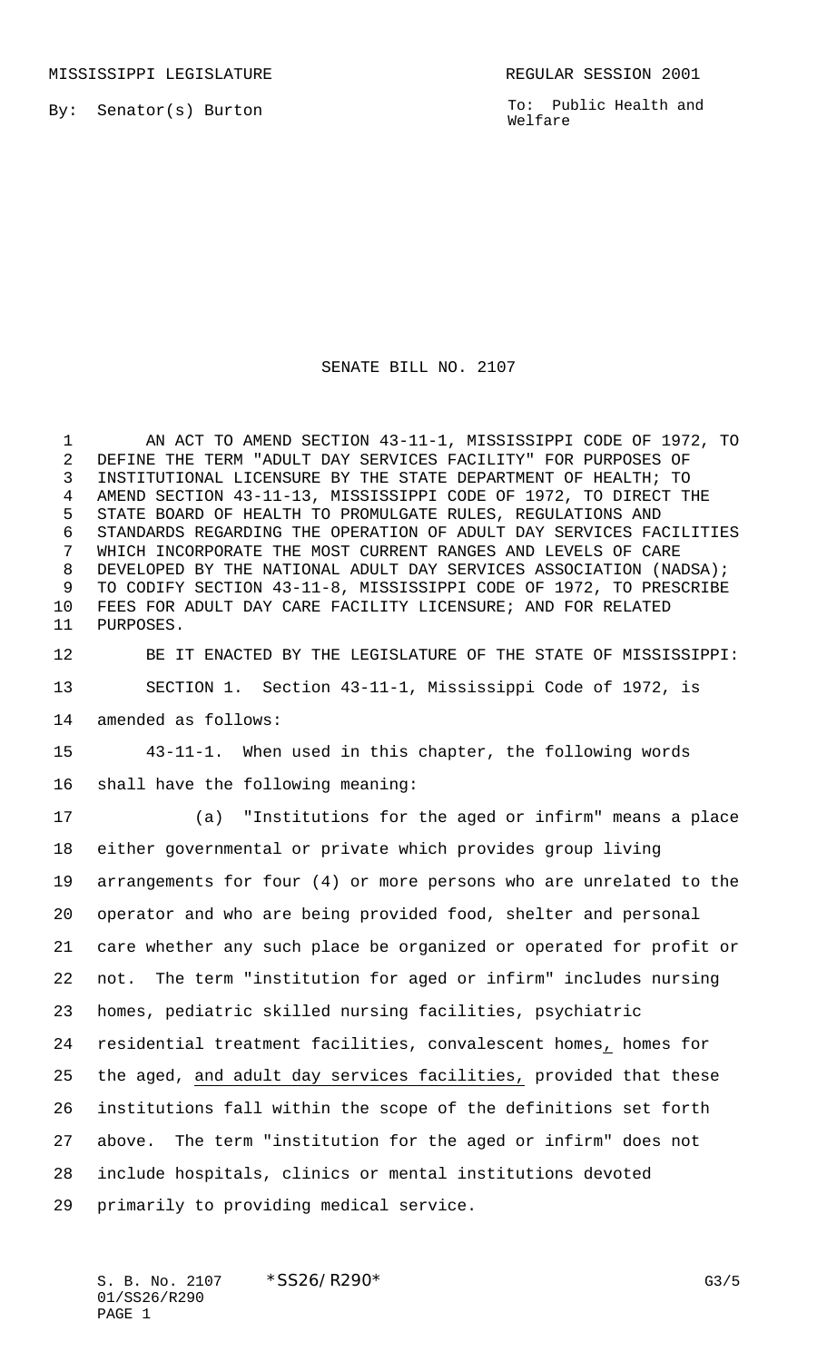MISSISSIPPI LEGISLATURE REGULAR SESSION 2001

By: Senator(s) Burton

To: Public Health and Welfare

# SENATE BILL NO. 2107

AN ACT TO AMEND SECTION 43-11-1, MISSISSIPPI CODE OF 1972, TO DEFINE THE TERM "ADULT DAY SERVICES FACILITY" FOR PURPOSES OF INSTITUTIONAL LICENSURE BY THE STATE DEPARTMENT OF HEALTH; TO AMEND SECTION 43-11-13, MISSISSIPPI CODE OF 1972, TO DIRECT THE STATE BOARD OF HEALTH TO PROMULGATE RULES, REGULATIONS AND STANDARDS REGARDING THE OPERATION OF ADULT DAY SERVICES FACILITIES WHICH INCORPORATE THE MOST CURRENT RANGES AND LEVELS OF CARE DEVELOPED BY THE NATIONAL ADULT DAY SERVICES ASSOCIATION (NADSA); TO CODIFY SECTION 43-11-8, MISSISSIPPI CODE OF 1972, TO PRESCRIBE FEES FOR ADULT DAY CARE FACILITY LICENSURE; AND FOR RELATED PURPOSES.

BE IT ENACTED BY THE LEGISLATURE OF THE STATE OF MISSISSIPPI:

SECTION 1. Section 43-11-1, Mississippi Code of 1972, is amended as follows:

43-11-1. When used in this chapter, the following words shall have the following meaning:

(a) "Institutions for the aged or infirm" means a place either governmental or private which provides group living arrangements for four (4) or more persons who are unrelated to the operator and who are being provided food, shelter and personal care whether any such place be organized or operated for profit or not. The term "institution for aged or infirm" includes nursing homes, pediatric skilled nursing facilities, psychiatric residential treatment facilities, convalescent homes<u>,</u> homes for the aged, <u>and adult day services facilities,</u> provided that these institutions fall within the scope of the definitions set forth above. The term "institution for the aged or infirm" does not include hospitals, clinics or mental institutions devoted primarily to providing medical service.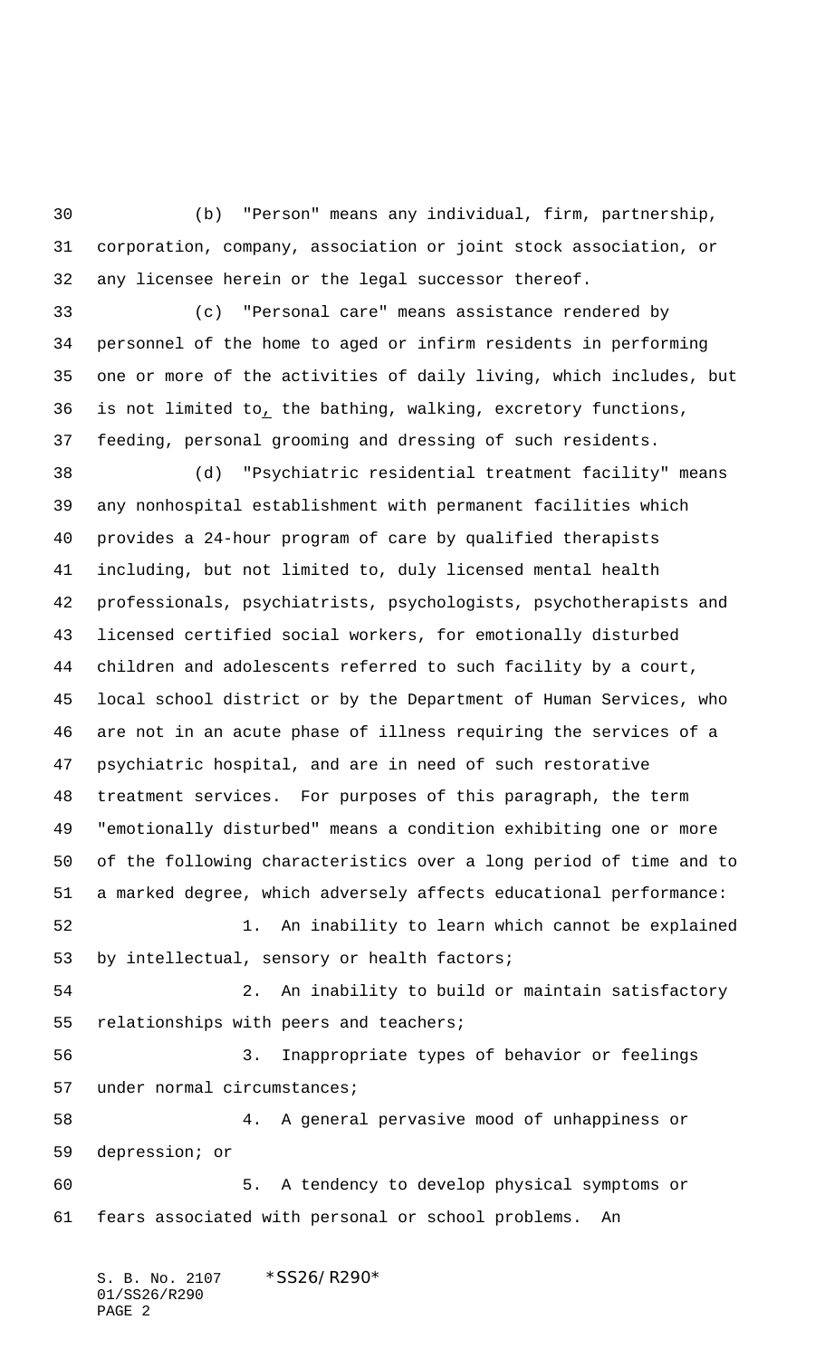(b) "Person" means any individual, firm, partnership, corporation, company, association or joint stock association, or any licensee herein or the legal successor thereof.

(c) "Personal care" means assistance rendered by personnel of the home to aged or infirm residents in performing one or more of the activities of daily living, which includes, but is not limited to, the bathing, walking, excretory functions, feeding, personal grooming and dressing of such residents.

(d) "Psychiatric residential treatment facility" means any nonhospital establishment with permanent facilities which provides a 24-hour program of care by qualified therapists including, but not limited to, duly licensed mental health professionals, psychiatrists, psychologists, psychotherapists and licensed certified social workers, for emotionally disturbed children and adolescents referred to such facility by a court, local school district or by the Department of Human Services, who are not in an acute phase of illness requiring the services of a psychiatric hospital, and are in need of such restorative treatment services. For purposes of this paragraph, the term "emotionally disturbed" means a condition exhibiting one or more of the following characteristics over a long period of time and to a marked degree, which adversely affects educational performance:

1. An inability to learn which cannot be explained by intellectual, sensory or health factors;

2. An inability to build or maintain satisfactory relationships with peers and teachers;

3. Inappropriate types of behavior or feelings under normal circumstances;

4. A general pervasive mood of unhappiness or depression; or

5. A tendency to develop physical symptoms or fears associated with personal or school problems. An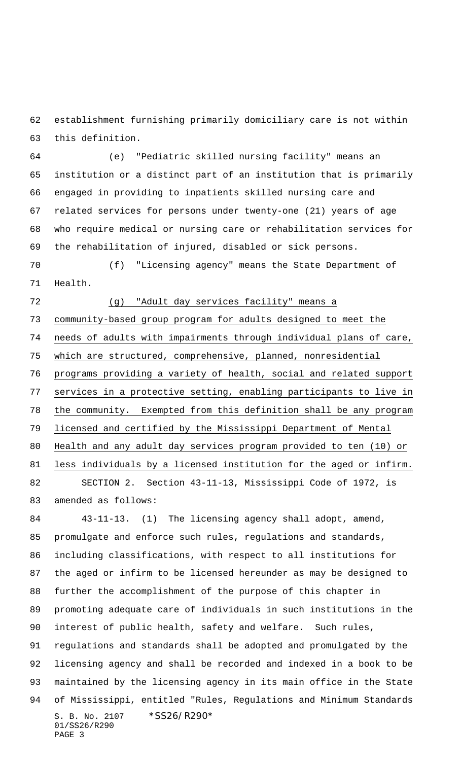establishment furnishing primarily domiciliary care is not within this definition.

(e) "Pediatric skilled nursing facility" means an institution or a distinct part of an institution that is primarily engaged in providing to inpatients skilled nursing care and related services for persons under twenty-one (21) years of age who require medical or nursing care or rehabilitation services for the rehabilitation of injured, disabled or sick persons.

(f) "Licensing agency" means the State Department of Health.

<u>(g) "Adult day services facility" means a community-based group program for adults designed to meet the needs of adults with impairments through individual plans of care, which are structured, comprehensive, planned, nonresidential programs providing a variety of health, social and related support services in a protective setting, enabling participants to live in the community. Exempted from this definition shall be any program licensed and certified by the Mississippi Department of Mental Health and any adult day services program provided to ten (10) or less individuals by a licensed institution for the aged or infirm.</u>

SECTION 2. Section 43-11-13, Mississippi Code of 1972, is amended as follows:

43-11-13. (1) The licensing agency shall adopt, amend, promulgate and enforce such rules, regulations and standards, including classifications, with respect to all institutions for the aged or infirm to be licensed hereunder as may be designed to further the accomplishment of the purpose of this chapter in promoting adequate care of individuals in such institutions in the interest of public health, safety and welfare. Such rules, regulations and standards shall be adopted and promulgated by the licensing agency and shall be recorded and indexed in a book to be maintained by the licensing agency in its main office in the State of Mississippi, entitled "Rules, Regulations and Minimum Standards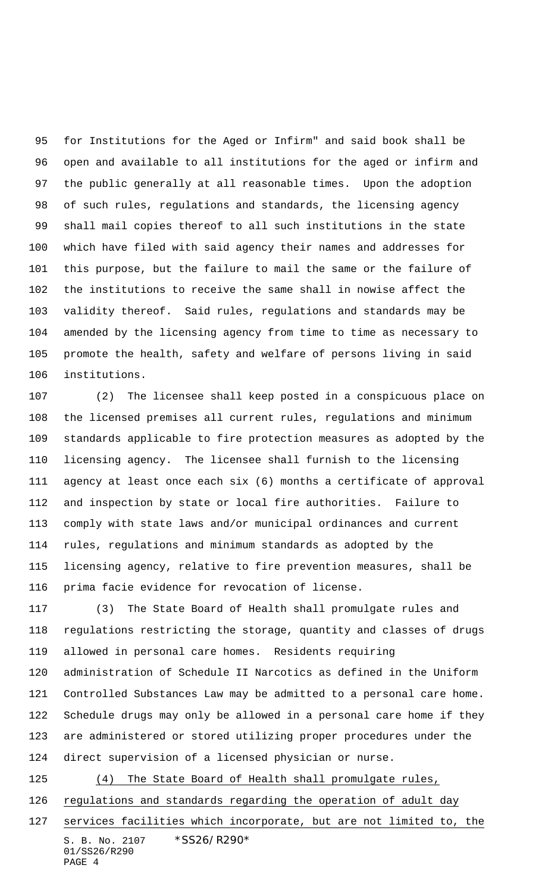for Institutions for the Aged or Infirm" and said book shall be open and available to all institutions for the aged or infirm and the public generally at all reasonable times. Upon the adoption of such rules, regulations and standards, the licensing agency shall mail copies thereof to all such institutions in the state which have filed with said agency their names and addresses for this purpose, but the failure to mail the same or the failure of the institutions to receive the same shall in nowise affect the validity thereof. Said rules, regulations and standards may be amended by the licensing agency from time to time as necessary to promote the health, safety and welfare of persons living in said institutions.

(2) The licensee shall keep posted in a conspicuous place on the licensed premises all current rules, regulations and minimum standards applicable to fire protection measures as adopted by the licensing agency. The licensee shall furnish to the licensing agency at least once each six (6) months a certificate of approval and inspection by state or local fire authorities. Failure to comply with state laws and/or municipal ordinances and current rules, regulations and minimum standards as adopted by the licensing agency, relative to fire prevention measures, shall be prima facie evidence for revocation of license.

(3) The State Board of Health shall promulgate rules and regulations restricting the storage, quantity and classes of drugs allowed in personal care homes. Residents requiring administration of Schedule II Narcotics as defined in the Uniform Controlled Substances Law may be admitted to a personal care home. Schedule drugs may only be allowed in a personal care home if they are administered or stored utilizing proper procedures under the direct supervision of a licensed physician or nurse.

(4) The State Board of Health shall promulgate rules, regulations and standards regarding the operation of adult day services facilities which incorporate, but are not limited to, the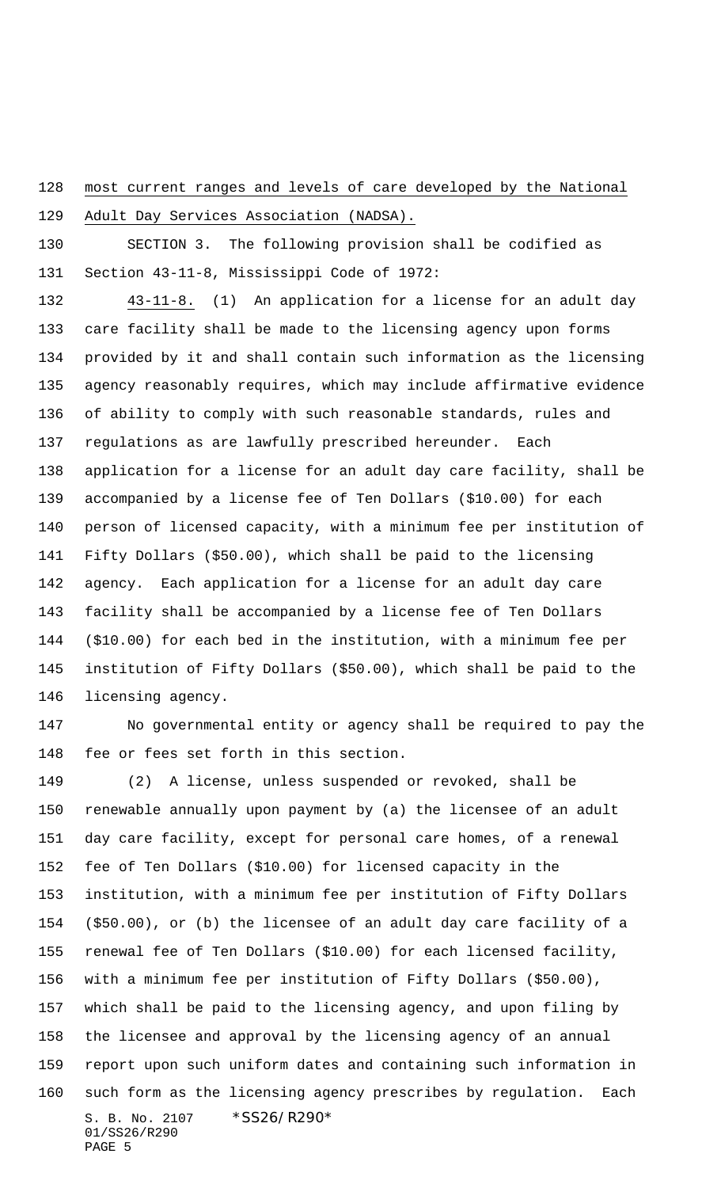most current ranges and levels of care developed by the National Adult Day Services Association (NADSA).

SECTION 3. The following provision shall be codified as Section 43-11-8, Mississippi Code of 1972:

43-11-8. (1) An application for a license for an adult day care facility shall be made to the licensing agency upon forms provided by it and shall contain such information as the licensing agency reasonably requires, which may include affirmative evidence of ability to comply with such reasonable standards, rules and regulations as are lawfully prescribed hereunder. Each application for a license for an adult day care facility, shall be accompanied by a license fee of Ten Dollars ($10.00) for each person of licensed capacity, with a minimum fee per institution of Fifty Dollars ($50.00), which shall be paid to the licensing agency. Each application for a license for an adult day care facility shall be accompanied by a license fee of Ten Dollars ($10.00) for each bed in the institution, with a minimum fee per institution of Fifty Dollars ($50.00), which shall be paid to the licensing agency.

No governmental entity or agency shall be required to pay the fee or fees set forth in this section.

(2) A license, unless suspended or revoked, shall be renewable annually upon payment by (a) the licensee of an adult day care facility, except for personal care homes, of a renewal fee of Ten Dollars ($10.00) for licensed capacity in the institution, with a minimum fee per institution of Fifty Dollars ($50.00), or (b) the licensee of an adult day care facility of a renewal fee of Ten Dollars ($10.00) for each licensed facility, with a minimum fee per institution of Fifty Dollars ($50.00), which shall be paid to the licensing agency, and upon filing by the licensee and approval by the licensing agency of an annual report upon such uniform dates and containing such information in such form as the licensing agency prescribes by regulation. Each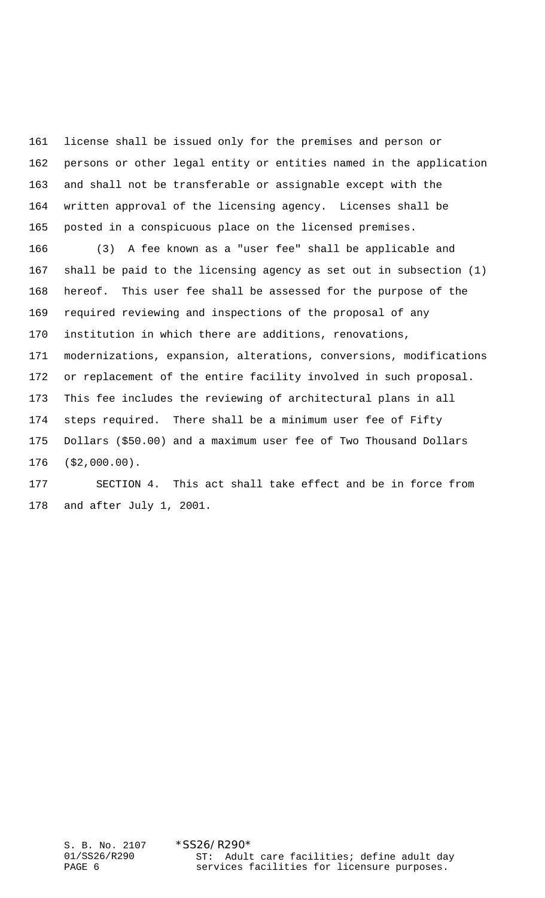license shall be issued only for the premises and person or persons or other legal entity or entities named in the application and shall not be transferable or assignable except with the written approval of the licensing agency. Licenses shall be posted in a conspicuous place on the licensed premises.

(3) A fee known as a "user fee" shall be applicable and shall be paid to the licensing agency as set out in subsection (1) hereof. This user fee shall be assessed for the purpose of the required reviewing and inspections of the proposal of any institution in which there are additions, renovations, modernizations, expansion, alterations, conversions, modifications or replacement of the entire facility involved in such proposal. This fee includes the reviewing of architectural plans in all steps required. There shall be a minimum user fee of Fifty Dollars ($50.00) and a maximum user fee of Two Thousand Dollars ($2,000.00).

SECTION 4. This act shall take effect and be in force from and after July 1, 2001.